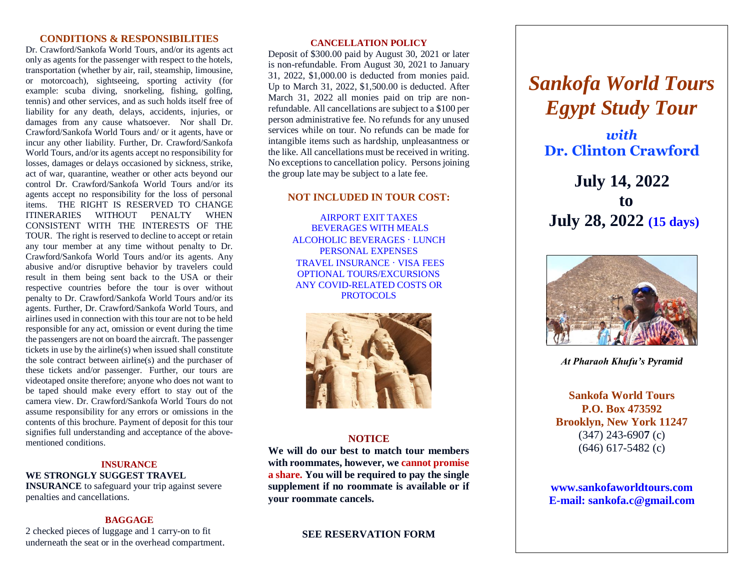## CONDITIONS & RESPONSIBILITIES

Dr. Crawford/Sankofa World Tours, and/or its agents act only as agents for the passenger with respect to the hotels, transportation (whether by air, rail, steamship, limousine, or motorcoach), sightseeing, sporting activity (for example: scuba diving, snorkeling, fishing, golfing, tennis) and other services, and as such holds itself free of liability for any death, delays, accidents, injuries, or damages from any cause whatsoever. Nor shall Dr. Crawford/Sankofa World Tours and/ or it agents, have or incur any other liability. Further, Dr. Crawford/Sankofa World Tours, and/or its agents accept no responsibility for losses, damages or delays occasioned by sickness, strike, act of war, quarantine, weather or other acts beyond our control Dr. Crawford/Sankofa World Tours and/or its agents accept no responsibility for the loss of personal items. THE RIGHT IS RESERVED TO CHANGE ITINERARIES WITHOUT PENALTY WHEN CONSISTENT WITH THE INTERESTS OF THE TOUR. The right is reserved to decline to accept or retain any tour member at any time without penalty to Dr. Crawford/Sankofa World Tours and/or its agents. Any abusive and/or disruptive behavior by travelers could result in them being sent back to the USA or their respective countries before the tour is over without penalty to Dr. Crawford/Sankofa World Tours and/or its agents. Further, Dr. Crawford/Sankofa World Tours, and airlines used in connection with this tour are not to be held responsible for any act, omission or event during the time the passengers are not on board the aircraft. The passenger tickets in use by the airline(s) when issued shall constitute the sole contract between airline(s) and the purchaser of these tickets and/or passenger. Further, our tours are videotaped onsite therefore; anyone who does not want to be taped should make every effort to stay out of the camera view. Dr. Crawford/Sankofa World Tours do not assume responsibility for any errors or omissions in the contents of this brochure. Payment of deposit for this tour signifies full understanding and acceptance of the above-mentioned conditions.

### INSURANCE

**WE STRONGLY SUGGEST TRAVEL INSURANCE** to safeguard your trip against severe penalties and cancellations.

### BAGGAGE

2 checked pieces of luggage and 1 carry-on to fit underneath the seat or in the overhead compartment.

## CANCELLATION POLICY

Deposit of $300.00 paid by August 30, 2021 or later is non-refundable. From August 30, 2021 to January 31, 2022, $1,000.00 is deducted from monies paid. Up to March 31, 2022, $1,500.00 is deducted. After March 31, 2022 all monies paid on trip are non-refundable. All cancellations are subject to a $100 per person administrative fee. No refunds for any unused services while on tour. No refunds can be made for intangible items such as hardship, unpleasantness or the like. All cancellations must be received in writing. No exceptions to cancellation policy. Persons joining the group late may be subject to a late fee.

## NOT INCLUDED IN TOUR COST:

AIRPORT EXIT TAXES
BEVERAGES WITH MEALS
ALCOHOLIC BEVERAGES · LUNCH
PERSONAL EXPENSES
TRAVEL INSURANCE · VISA FEES
OPTIONAL TOURS/EXCURSIONS
ANY COVID-RELATED COSTS OR PROTOCOLS

### NOTICE

**We will do our best to match tour members with roommates, however, we cannot promise a share. You will be required to pay the single supplement if no roommate is available or if your roommate cancels.**

**SEE RESERVATION FORM**

# *Sankofa World Tours Egypt Study Tour*

***with* Dr. Clinton Crawford**

## July 14, 2022 to July 28, 2022 (15 days)

*At Pharaoh Khufu's Pyramid*

**Sankofa World Tours**
**P.O. Box 473592**
**Brooklyn, New York 11247**
(347) 243-6907 (c)
(646) 617-5482 (c)

**www.sankofaworldtours.com**
**E-mail: sankofa.c@gmail.com**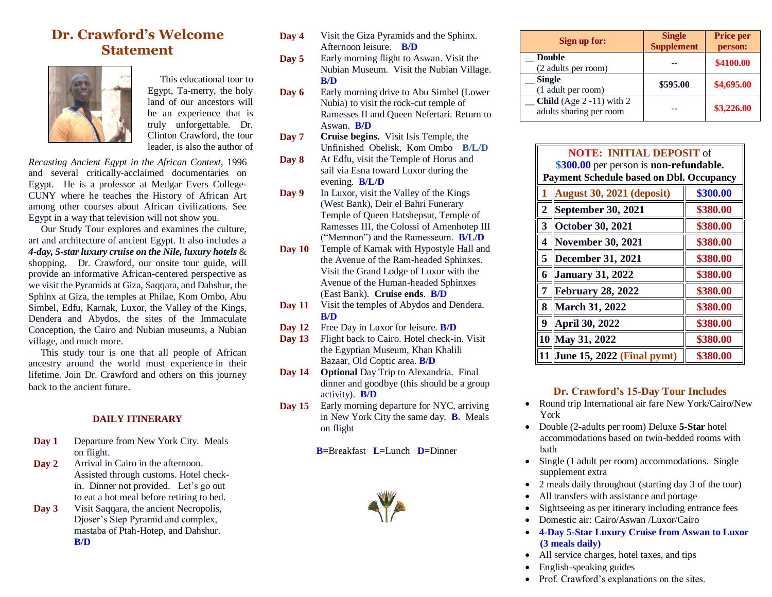## Dr. Crawford's Welcome Statement

This educational tour to Egypt, Ta-merry, the holy land of our ancestors will be an experience that is truly unforgettable. Dr. Clinton Crawford, the tour leader, is also the author of *Recasting Ancient Egypt in the African Context*, 1996 and several critically-acclaimed documentaries on Egypt. He is a professor at Medgar Evers College-CUNY where he teaches the History of African Art among other courses about African civilizations. See Egypt in a way that television will not show you.

Our Study Tour explores and examines the culture, art and architecture of ancient Egypt. It also includes a ***4-day, 5-star luxury cruise on the Nile, luxury hotels*** & shopping. Dr. Crawford, our onsite tour guide, will provide an informative African-centered perspective as we visit the Pyramids at Giza, Saqqara, and Dahshur, the Sphinx at Giza, the temples at Philae, Kom Ombo, Abu Simbel, Edfu, Karnak, Luxor, the Valley of the Kings, Dendera and Abydos, the sites of the Immaculate Conception, the Cairo and Nubian museums, a Nubian village, and much more.

This study tour is one that all people of African ancestry around the world must experience in their lifetime. Join Dr. Crawford and others on this journey back to the ancient future.

### DAILY ITINERARY

**Day 1** Departure from New York City. Meals on flight.

**Day 2** Arrival in Cairo in the afternoon. Assisted through customs. Hotel check-in. Dinner not provided. Let's go out to eat a hot meal before retiring to bed.

**Day 3** Visit Saqqara, the ancient Necropolis, Djoser's Step Pyramid and complex, mastaba of Ptah-Hotep, and Dahshur. **B/D**

**Day 4** Visit the Giza Pyramids and the Sphinx. Afternoon leisure. **B/D**

**Day 5** Early morning flight to Aswan. Visit the Nubian Museum. Visit the Nubian Village. **B/D**

**Day 6** Early morning drive to Abu Simbel (Lower Nubia) to visit the rock-cut temple of Ramesses II and Queen Nefertari. Return to Aswan. **B/D**

**Day 7** **Cruise begins.** Visit Isis Temple, the Unfinished Obelisk, Kom Ombo **B/L/D**

**Day 8** At Edfu, visit the Temple of Horus and sail via Esna toward Luxor during the evening. **B/L/D**

**Day 9** In Luxor, visit the Valley of the Kings (West Bank), Deir el Bahri Funerary Temple of Queen Hatshepsut, Temple of Ramesses III, the Colossi of Amenhotep III ("Memnon") and the Ramesseum. **B/L/D**

**Day 10** Temple of Karnak with Hypostyle Hall and the Avenue of the Ram-headed Sphinxes. Visit the Grand Lodge of Luxor with the Avenue of the Human-headed Sphinxes (East Bank). **Cruise ends**. **B/D**

**Day 11** Visit the temples of Abydos and Dendera. **B/D**

**Day 12** Free Day in Luxor for leisure. **B/D**

**Day 13** Flight back to Cairo. Hotel check-in. Visit the Egyptian Museum, Khan Khalili Bazaar, Old Coptic area. **B/D**

**Day 14** **Optional** Day Trip to Alexandria. Final dinner and goodbye (this should be a group activity). **B/D**

**Day 15** Early morning departure for NYC, arriving in New York City the same day. **B.** Meals on flight

**B**=Breakfast **L**=Lunch **D**=Dinner

| Sign up for: | Single Supplement | Price per person: |
|---|---|---|
| __ **Double** (2 adults per room) | -- | $4100.00 |
| __ **Single** (1 adult per room) | $595.00 | $4,695.00 |
| __ **Child** (Age 2 -11) with 2 adults sharing per room | -- | $3,226.00 |

**NOTE: INITIAL DEPOSIT** of **$300.00** per person is **non-refundable.**
**Payment Schedule based on Dbl. Occupancy**

| # | Date | Amount |
|---|---|---|
| 1 | August 30, 2021 (deposit) | $300.00 |
| 2 | September 30, 2021 | $380.00 |
| 3 | October 30, 2021 | $380.00 |
| 4 | November 30, 2021 | $380.00 |
| 5 | December 31, 2021 | $380.00 |
| 6 | January 31, 2022 | $380.00 |
| 7 | February 28, 2022 | $380.00 |
| 8 | March 31, 2022 | $380.00 |
| 9 | April 30, 2022 | $380.00 |
| 10 | May 31, 2022 | $380.00 |
| 11 | June 15, 2022 (Final pymt) | $380.00 |

### Dr. Crawford's 15-Day Tour Includes

- Round trip International air fare New York/Cairo/New York
- Double (2-adults per room) Deluxe **5-Star** hotel accommodations based on twin-bedded rooms with bath
- Single (1 adult per room) accommodations. Single supplement extra
- 2 meals daily throughout (starting day 3 of the tour)
- All transfers with assistance and portage
- Sightseeing as per itinerary including entrance fees
- Domestic air: Cairo/Aswan /Luxor/Cairo
- **4-Day 5-Star Luxury Cruise from Aswan to Luxor (3 meals daily)**
- All service charges, hotel taxes, and tips
- English-speaking guides
- Prof. Crawford's explanations on the sites.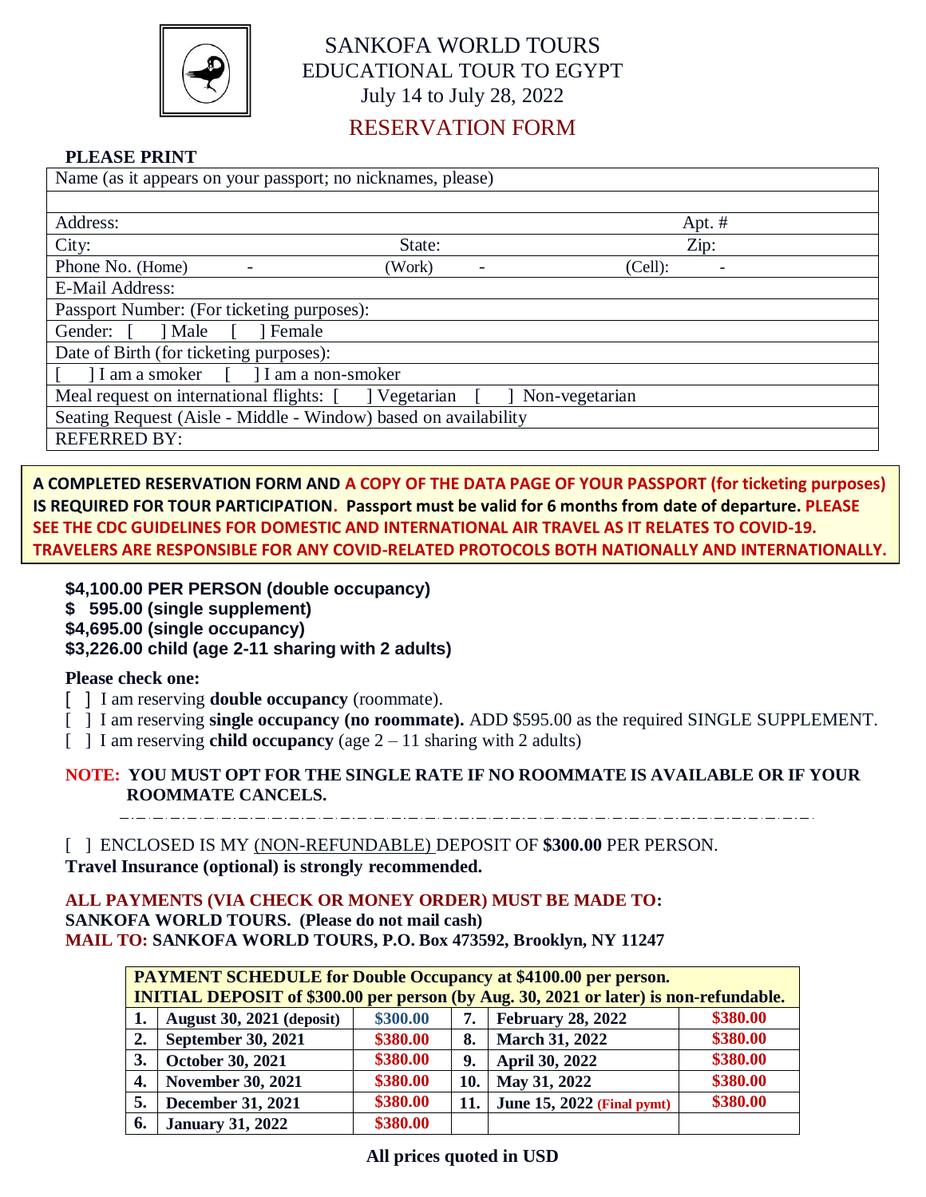# SANKOFA WORLD TOURS

## EDUCATIONAL TOUR TO EGYPT

July 14 to July 28, 2022

## RESERVATION FORM

**PLEASE PRINT**

| Name (as it appears on your passport; no nicknames, please) | | |
|---|---|---|
| | | |
| Address: | | Apt. # |
| City: | State: | Zip: |
| Phone No. (Home) - | (Work) - | (Cell): - |
| E-Mail Address: | | |
| Passport Number: (For ticketing purposes): | | |
| Gender: [ ] Male [ ] Female | | |
| Date of Birth (for ticketing purposes): | | |
| [ ] I am a smoker [ ] I am a non-smoker | | |
| Meal request on international flights: [ ] Vegetarian [ ] Non-vegetarian | | |
| Seating Request (Aisle - Middle - Window) based on availability | | |
| REFERRED BY: | | |

**A COMPLETED RESERVATION FORM AND A COPY OF THE DATA PAGE OF YOUR PASSPORT (for ticketing purposes) IS REQUIRED FOR TOUR PARTICIPATION. Passport must be valid for 6 months from date of departure. PLEASE SEE THE CDC GUIDELINES FOR DOMESTIC AND INTERNATIONAL AIR TRAVEL AS IT RELATES TO COVID-19. TRAVELERS ARE RESPONSIBLE FOR ANY COVID-RELATED PROTOCOLS BOTH NATIONALLY AND INTERNATIONALLY.**

**$4,100.00 PER PERSON (double occupancy)**
**$ 595.00 (single supplement)**
**$4,695.00 (single occupancy)**
**$3,226.00 child (age 2-11 sharing with 2 adults)**

**Please check one:**

[ ] I am reserving **double occupancy** (roommate).
[ ] I am reserving **single occupancy (no roommate).** ADD $595.00 as the required SINGLE SUPPLEMENT.
[ ] I am reserving **child occupancy** (age 2 – 11 sharing with 2 adults)

**NOTE: YOU MUST OPT FOR THE SINGLE RATE IF NO ROOMMATE IS AVAILABLE OR IF YOUR ROOMMATE CANCELS.**

[ ] ENCLOSED IS MY (NON-REFUNDABLE) DEPOSIT OF **$300.00** PER PERSON.
**Travel Insurance (optional) is strongly recommended.**

**ALL PAYMENTS (VIA CHECK OR MONEY ORDER) MUST BE MADE TO:**
**SANKOFA WORLD TOURS. (Please do not mail cash)**
**MAIL TO: SANKOFA WORLD TOURS, P.O. Box 473592, Brooklyn, NY 11247**

| PAYMENT SCHEDULE for Double Occupancy at $4100.00 per person. INITIAL DEPOSIT of $300.00 per person (by Aug. 30, 2021 or later) is non-refundable. | | | | | |
|---|---|---|---|---|---|
| 1. | August 30, 2021 (deposit) | $300.00 | 7. | February 28, 2022 | $380.00 |
| 2. | September 30, 2021 | $380.00 | 8. | March 31, 2022 | $380.00 |
| 3. | October 30, 2021 | $380.00 | 9. | April 30, 2022 | $380.00 |
| 4. | November 30, 2021 | $380.00 | 10. | May 31, 2022 | $380.00 |
| 5. | December 31, 2021 | $380.00 | 11. | June 15, 2022 (Final pymt) | $380.00 |
| 6. | January 31, 2022 | $380.00 | | | |

**All prices quoted in USD**